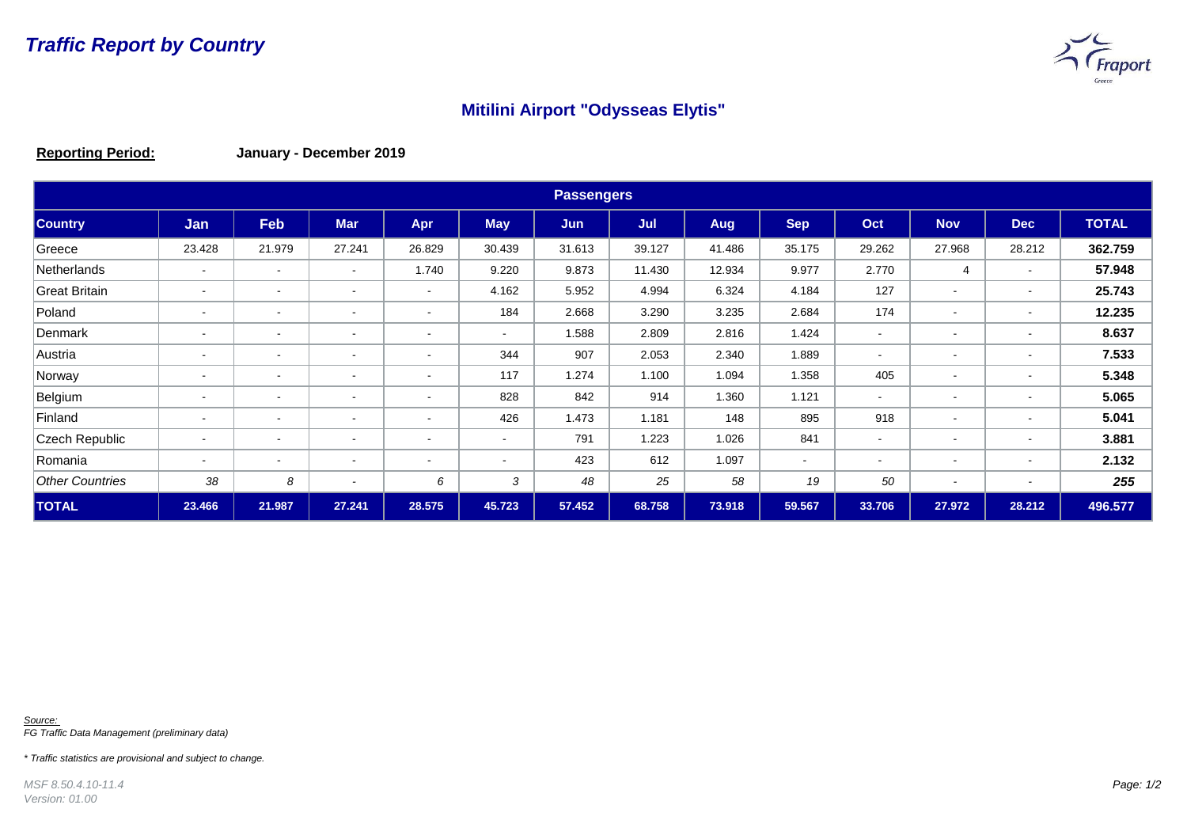# Traffic Report by Country

## Mitilini Airport "Odysseas Elytis"

**Reporting Period:** **January - December 2019**

| Passengers | | | | | | | | | | | | | |
|---|---|---|---|---|---|---|---|---|---|---|---|---|---|
| **Country** | **Jan** | **Feb** | **Mar** | **Apr** | **May** | **Jun** | **Jul** | **Aug** | **Sep** | **Oct** | **Nov** | **Dec** | **TOTAL** |
| Greece | 23.428 | 21.979 | 27.241 | 26.829 | 30.439 | 31.613 | 39.127 | 41.486 | 35.175 | 29.262 | 27.968 | 28.212 | **362.759** |
| Netherlands | - | - | - | 1.740 | 9.220 | 9.873 | 11.430 | 12.934 | 9.977 | 2.770 | 4 | - | **57.948** |
| Great Britain | - | - | - | - | 4.162 | 5.952 | 4.994 | 6.324 | 4.184 | 127 | - | - | **25.743** |
| Poland | - | - | - | - | 184 | 2.668 | 3.290 | 3.235 | 2.684 | 174 | - | - | **12.235** |
| Denmark | - | - | - | - | - | 1.588 | 2.809 | 2.816 | 1.424 | - | - | - | **8.637** |
| Austria | - | - | - | - | 344 | 907 | 2.053 | 2.340 | 1.889 | - | - | - | **7.533** |
| Norway | - | - | - | - | 117 | 1.274 | 1.100 | 1.094 | 1.358 | 405 | - | - | **5.348** |
| Belgium | - | - | - | - | 828 | 842 | 914 | 1.360 | 1.121 | - | - | - | **5.065** |
| Finland | - | - | - | - | 426 | 1.473 | 1.181 | 148 | 895 | 918 | - | - | **5.041** |
| Czech Republic | - | - | - | - | - | 791 | 1.223 | 1.026 | 841 | - | - | - | **3.881** |
| Romania | - | - | - | - | - | 423 | 612 | 1.097 | - | - | - | - | **2.132** |
| *Other Countries* | *38* | *8* | - | *6* | *3* | *48* | *25* | *58* | *19* | *50* | - | - | ***255*** |
| **TOTAL** | **23.466** | **21.987** | **27.241** | **28.575** | **45.723** | **57.452** | **68.758** | **73.918** | **59.567** | **33.706** | **27.972** | **28.212** | **496.577** |

*Source:*
*FG Traffic Data Management (preliminary data)*

*\* Traffic statistics are provisional and subject to change.*

*MSF 8.50.4.10-11.4*
*Version: 01.00*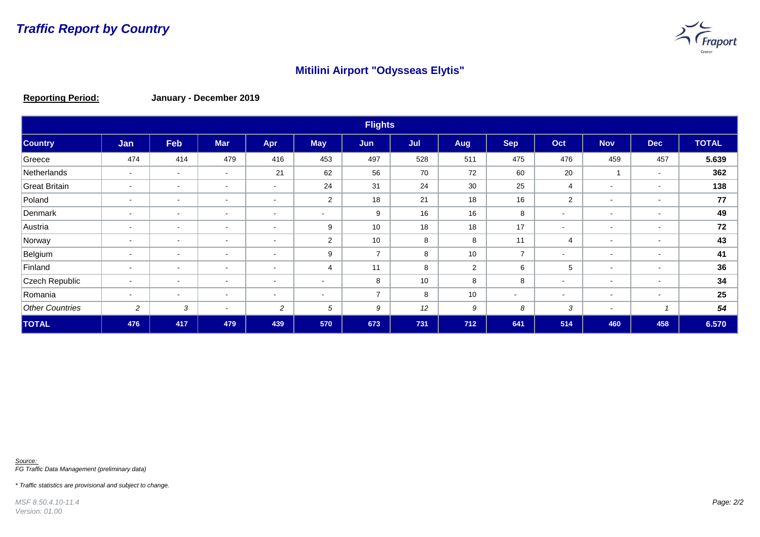# Traffic Report by Country

## Mitilini Airport "Odysseas Elytis"

**Reporting Period:** **January - December 2019**

| Flights | | | | | | | | | | | | | |
|---|---|---|---|---|---|---|---|---|---|---|---|---|---|
| **Country** | **Jan** | **Feb** | **Mar** | **Apr** | **May** | **Jun** | **Jul** | **Aug** | **Sep** | **Oct** | **Nov** | **Dec** | **TOTAL** |
| Greece | 474 | 414 | 479 | 416 | 453 | 497 | 528 | 511 | 475 | 476 | 459 | 457 | **5.639** |
| Netherlands | - | - | - | 21 | 62 | 56 | 70 | 72 | 60 | 20 | 1 | - | **362** |
| Great Britain | - | - | - | - | 24 | 31 | 24 | 30 | 25 | 4 | - | - | **138** |
| Poland | - | - | - | - | 2 | 18 | 21 | 18 | 16 | 2 | - | - | **77** |
| Denmark | - | - | - | - | - | 9 | 16 | 16 | 8 | - | - | - | **49** |
| Austria | - | - | - | - | 9 | 10 | 18 | 18 | 17 | - | - | - | **72** |
| Norway | - | - | - | - | 2 | 10 | 8 | 8 | 11 | 4 | - | - | **43** |
| Belgium | - | - | - | - | 9 | 7 | 8 | 10 | 7 | - | - | - | **41** |
| Finland | - | - | - | - | 4 | 11 | 8 | 2 | 6 | 5 | - | - | **36** |
| Czech Republic | - | - | - | - | - | 8 | 10 | 8 | 8 | - | - | - | **34** |
| Romania | - | - | - | - | - | 7 | 8 | 10 | - | - | - | - | **25** |
| *Other Countries* | *2* | *3* | - | *2* | *5* | *9* | *12* | *9* | *8* | *3* | - | *1* | ***54*** |
| **TOTAL** | **476** | **417** | **479** | **439** | **570** | **673** | **731** | **712** | **641** | **514** | **460** | **458** | **6.570** |

*Source:*
*FG Traffic Data Management (preliminary data)*

*\* Traffic statistics are provisional and subject to change.*

*MSF 8.50.4.10-11.4*
*Version: 01.00*